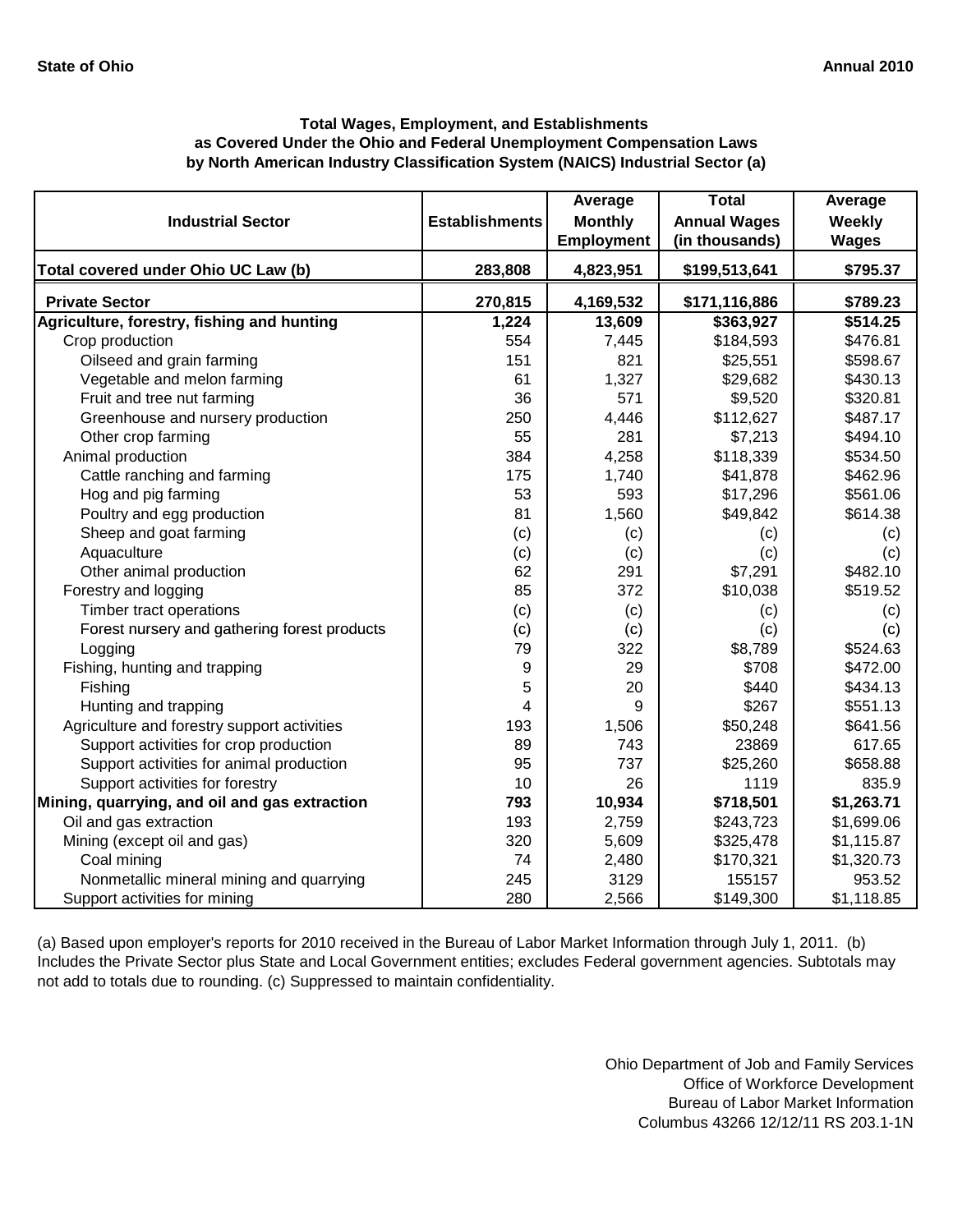**State of Ohio** **Annual 2010**

### Total Wages, Employment, and Establishments as Covered Under the Ohio and Federal Unemployment Compensation Laws by North American Industry Classification System (NAICS) Industrial Sector (a)

| Industrial Sector | Establishments | Average Monthly Employment | Total Annual Wages (in thousands) | Average Weekly Wages |
|---|---|---|---|---|
| **Total covered under Ohio UC Law (b)** | **283,808** | **4,823,951** | **$199,513,641** | **$795.37** |
| **Private Sector** | **270,815** | **4,169,532** | **$171,116,886** | **$789.23** |
| **Agriculture, forestry, fishing and hunting** | **1,224** | **13,609** | **$363,927** | **$514.25** |
| Crop production | 554 | 7,445 | $184,593 | $476.81 |
| Oilseed and grain farming | 151 | 821 | $25,551 | $598.67 |
| Vegetable and melon farming | 61 | 1,327 | $29,682 | $430.13 |
| Fruit and tree nut farming | 36 | 571 | $9,520 | $320.81 |
| Greenhouse and nursery production | 250 | 4,446 | $112,627 | $487.17 |
| Other crop farming | 55 | 281 | $7,213 | $494.10 |
| Animal production | 384 | 4,258 | $118,339 | $534.50 |
| Cattle ranching and farming | 175 | 1,740 | $41,878 | $462.96 |
| Hog and pig farming | 53 | 593 | $17,296 | $561.06 |
| Poultry and egg production | 81 | 1,560 | $49,842 | $614.38 |
| Sheep and goat farming | (c) | (c) | (c) | (c) |
| Aquaculture | (c) | (c) | (c) | (c) |
| Other animal production | 62 | 291 | $7,291 | $482.10 |
| Forestry and logging | 85 | 372 | $10,038 | $519.52 |
| Timber tract operations | (c) | (c) | (c) | (c) |
| Forest nursery and gathering forest products | (c) | (c) | (c) | (c) |
| Logging | 79 | 322 | $8,789 | $524.63 |
| Fishing, hunting and trapping | 9 | 29 | $708 | $472.00 |
| Fishing | 5 | 20 | $440 | $434.13 |
| Hunting and trapping | 4 | 9 | $267 | $551.13 |
| Agriculture and forestry support activities | 193 | 1,506 | $50,248 | $641.56 |
| Support activities for crop production | 89 | 743 | 23869 | 617.65 |
| Support activities for animal production | 95 | 737 | $25,260 | $658.88 |
| Support activities for forestry | 10 | 26 | 1119 | 835.9 |
| **Mining, quarrying, and oil and gas extraction** | **793** | **10,934** | **$718,501** | **$1,263.71** |
| Oil and gas extraction | 193 | 2,759 | $243,723 | $1,699.06 |
| Mining (except oil and gas) | 320 | 5,609 | $325,478 | $1,115.87 |
| Coal mining | 74 | 2,480 | $170,321 | $1,320.73 |
| Nonmetallic mineral mining and quarrying | 245 | 3129 | 155157 | 953.52 |
| Support activities for mining | 280 | 2,566 | $149,300 | $1,118.85 |

(a) Based upon employer's reports for 2010 received in the Bureau of Labor Market Information through July 1, 2011. (b) Includes the Private Sector plus State and Local Government entities; excludes Federal government agencies. Subtotals may not add to totals due to rounding. (c) Suppressed to maintain confidentiality.

Ohio Department of Job and Family Services
Office of Workforce Development
Bureau of Labor Market Information
Columbus 43266 12/12/11 RS 203.1-1N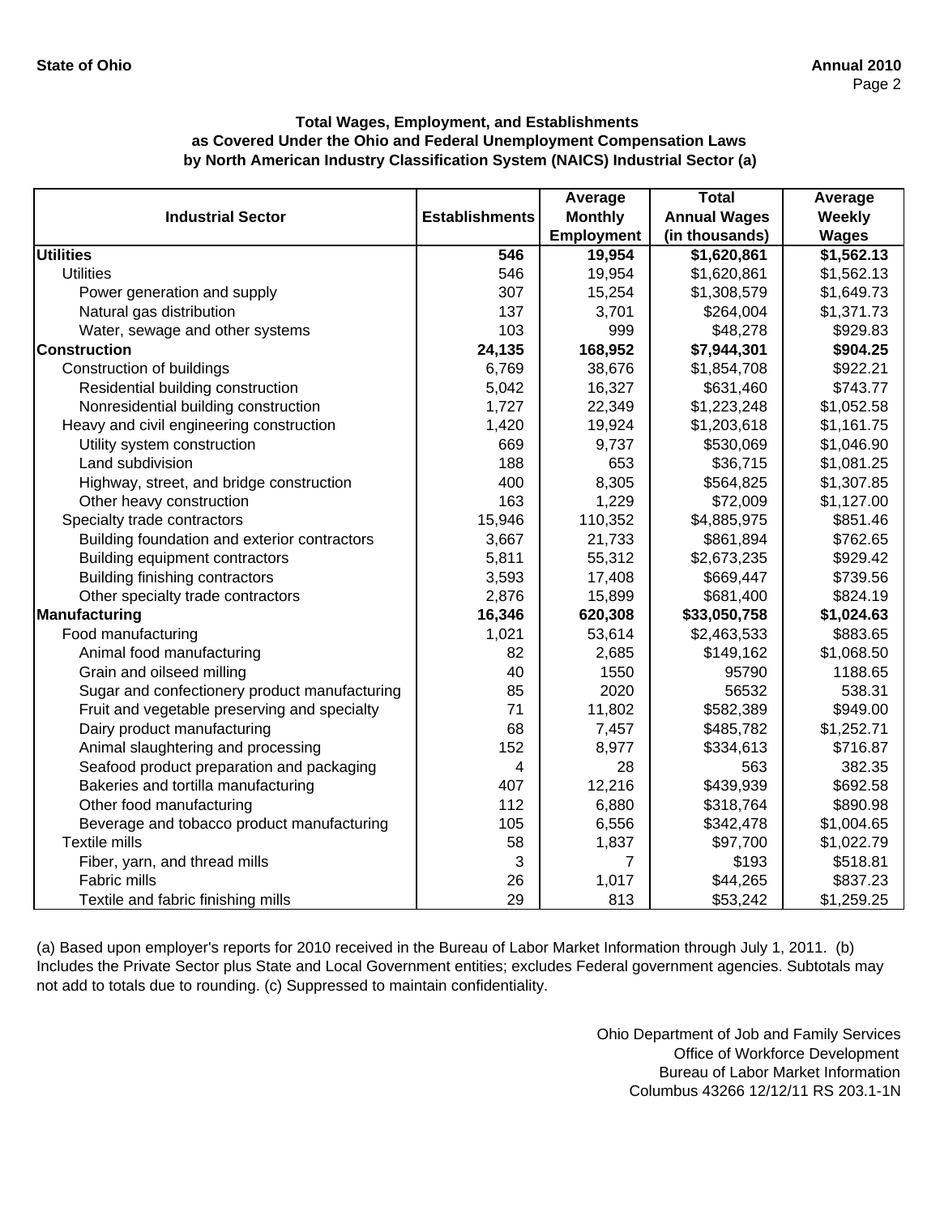**State of Ohio** — **Annual 2010**

### Total Wages, Employment, and Establishments as Covered Under the Ohio and Federal Unemployment Compensation Laws by North American Industry Classification System (NAICS) Industrial Sector (a)

| Industrial Sector | Establishments | Average Monthly Employment | Total Annual Wages (in thousands) | Average Weekly Wages |
|---|---|---|---|---|
| **Utilities** | **546** | **19,954** | **$1,620,861** | **$1,562.13** |
| Utilities | 546 | 19,954 | $1,620,861 | $1,562.13 |
| Power generation and supply | 307 | 15,254 | $1,308,579 | $1,649.73 |
| Natural gas distribution | 137 | 3,701 | $264,004 | $1,371.73 |
| Water, sewage and other systems | 103 | 999 | $48,278 | $929.83 |
| **Construction** | **24,135** | **168,952** | **$7,944,301** | **$904.25** |
| Construction of buildings | 6,769 | 38,676 | $1,854,708 | $922.21 |
| Residential building construction | 5,042 | 16,327 | $631,460 | $743.77 |
| Nonresidential building construction | 1,727 | 22,349 | $1,223,248 | $1,052.58 |
| Heavy and civil engineering construction | 1,420 | 19,924 | $1,203,618 | $1,161.75 |
| Utility system construction | 669 | 9,737 | $530,069 | $1,046.90 |
| Land subdivision | 188 | 653 | $36,715 | $1,081.25 |
| Highway, street, and bridge construction | 400 | 8,305 | $564,825 | $1,307.85 |
| Other heavy construction | 163 | 1,229 | $72,009 | $1,127.00 |
| Specialty trade contractors | 15,946 | 110,352 | $4,885,975 | $851.46 |
| Building foundation and exterior contractors | 3,667 | 21,733 | $861,894 | $762.65 |
| Building equipment contractors | 5,811 | 55,312 | $2,673,235 | $929.42 |
| Building finishing contractors | 3,593 | 17,408 | $669,447 | $739.56 |
| Other specialty trade contractors | 2,876 | 15,899 | $681,400 | $824.19 |
| **Manufacturing** | **16,346** | **620,308** | **$33,050,758** | **$1,024.63** |
| Food manufacturing | 1,021 | 53,614 | $2,463,533 | $883.65 |
| Animal food manufacturing | 82 | 2,685 | $149,162 | $1,068.50 |
| Grain and oilseed milling | 40 | 1550 | 95790 | 1188.65 |
| Sugar and confectionery product manufacturing | 85 | 2020 | 56532 | 538.31 |
| Fruit and vegetable preserving and specialty | 71 | 11,802 | $582,389 | $949.00 |
| Dairy product manufacturing | 68 | 7,457 | $485,782 | $1,252.71 |
| Animal slaughtering and processing | 152 | 8,977 | $334,613 | $716.87 |
| Seafood product preparation and packaging | 4 | 28 | 563 | 382.35 |
| Bakeries and tortilla manufacturing | 407 | 12,216 | $439,939 | $692.58 |
| Other food manufacturing | 112 | 6,880 | $318,764 | $890.98 |
| Beverage and tobacco product manufacturing | 105 | 6,556 | $342,478 | $1,004.65 |
| Textile mills | 58 | 1,837 | $97,700 | $1,022.79 |
| Fiber, yarn, and thread mills | 3 | 7 | $193 | $518.81 |
| Fabric mills | 26 | 1,017 | $44,265 | $837.23 |
| Textile and fabric finishing mills | 29 | 813 | $53,242 | $1,259.25 |

(a) Based upon employer's reports for 2010 received in the Bureau of Labor Market Information through July 1, 2011. (b) Includes the Private Sector plus State and Local Government entities; excludes Federal government agencies. Subtotals may not add to totals due to rounding. (c) Suppressed to maintain confidentiality.

Ohio Department of Job and Family Services
Office of Workforce Development
Bureau of Labor Market Information
Columbus 43266 12/12/11 RS 203.1-1N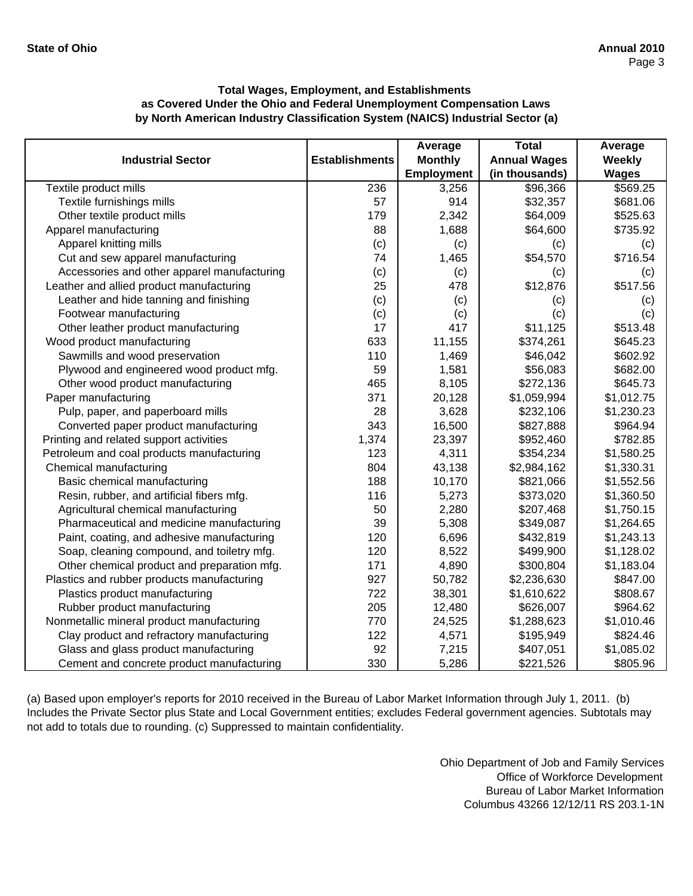State of Ohio — Annual 2010

**Total Wages, Employment, and Establishments as Covered Under the Ohio and Federal Unemployment Compensation Laws by North American Industry Classification System (NAICS) Industrial Sector (a)**

| Industrial Sector | Establishments | Average Monthly Employment | Total Annual Wages (in thousands) | Average Weekly Wages |
|---|---|---|---|---|
| Textile product mills | 236 | 3,256 | $96,366 | $569.25 |
| Textile furnishings mills | 57 | 914 | $32,357 | $681.06 |
| Other textile product mills | 179 | 2,342 | $64,009 | $525.63 |
| Apparel manufacturing | 88 | 1,688 | $64,600 | $735.92 |
| Apparel knitting mills | (c) | (c) | (c) | (c) |
| Cut and sew apparel manufacturing | 74 | 1,465 | $54,570 | $716.54 |
| Accessories and other apparel manufacturing | (c) | (c) | (c) | (c) |
| Leather and allied product manufacturing | 25 | 478 | $12,876 | $517.56 |
| Leather and hide tanning and finishing | (c) | (c) | (c) | (c) |
| Footwear manufacturing | (c) | (c) | (c) | (c) |
| Other leather product manufacturing | 17 | 417 | $11,125 | $513.48 |
| Wood product manufacturing | 633 | 11,155 | $374,261 | $645.23 |
| Sawmills and wood preservation | 110 | 1,469 | $46,042 | $602.92 |
| Plywood and engineered wood product mfg. | 59 | 1,581 | $56,083 | $682.00 |
| Other wood product manufacturing | 465 | 8,105 | $272,136 | $645.73 |
| Paper manufacturing | 371 | 20,128 | $1,059,994 | $1,012.75 |
| Pulp, paper, and paperboard mills | 28 | 3,628 | $232,106 | $1,230.23 |
| Converted paper product manufacturing | 343 | 16,500 | $827,888 | $964.94 |
| Printing and related support activities | 1,374 | 23,397 | $952,460 | $782.85 |
| Petroleum and coal products manufacturing | 123 | 4,311 | $354,234 | $1,580.25 |
| Chemical manufacturing | 804 | 43,138 | $2,984,162 | $1,330.31 |
| Basic chemical manufacturing | 188 | 10,170 | $821,066 | $1,552.56 |
| Resin, rubber, and artificial fibers mfg. | 116 | 5,273 | $373,020 | $1,360.50 |
| Agricultural chemical manufacturing | 50 | 2,280 | $207,468 | $1,750.15 |
| Pharmaceutical and medicine manufacturing | 39 | 5,308 | $349,087 | $1,264.65 |
| Paint, coating, and adhesive manufacturing | 120 | 6,696 | $432,819 | $1,243.13 |
| Soap, cleaning compound, and toiletry mfg. | 120 | 8,522 | $499,900 | $1,128.02 |
| Other chemical product and preparation mfg. | 171 | 4,890 | $300,804 | $1,183.04 |
| Plastics and rubber products manufacturing | 927 | 50,782 | $2,236,630 | $847.00 |
| Plastics product manufacturing | 722 | 38,301 | $1,610,622 | $808.67 |
| Rubber product manufacturing | 205 | 12,480 | $626,007 | $964.62 |
| Nonmetallic mineral product manufacturing | 770 | 24,525 | $1,288,623 | $1,010.46 |
| Clay product and refractory manufacturing | 122 | 4,571 | $195,949 | $824.46 |
| Glass and glass product manufacturing | 92 | 7,215 | $407,051 | $1,085.02 |
| Cement and concrete product manufacturing | 330 | 5,286 | $221,526 | $805.96 |

(a) Based upon employer's reports for 2010 received in the Bureau of Labor Market Information through July 1, 2011. (b) Includes the Private Sector plus State and Local Government entities; excludes Federal government agencies. Subtotals may not add to totals due to rounding. (c) Suppressed to maintain confidentiality.

Ohio Department of Job and Family Services
Office of Workforce Development
Bureau of Labor Market Information
Columbus 43266 12/12/11 RS 203.1-1N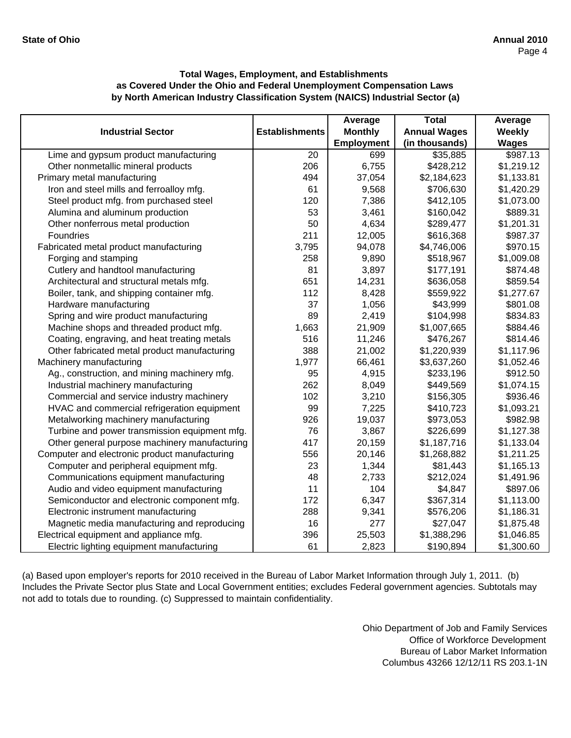**Total Wages, Employment, and Establishments as Covered Under the Ohio and Federal Unemployment Compensation Laws by North American Industry Classification System (NAICS) Industrial Sector (a)**

| Industrial Sector | Establishments | Average Monthly Employment | Total Annual Wages (in thousands) | Average Weekly Wages |
|---|---|---|---|---|
| Lime and gypsum product manufacturing | 20 | 699 | $35,885 | $987.13 |
| Other nonmetallic mineral products | 206 | 6,755 | $428,212 | $1,219.12 |
| Primary metal manufacturing | 494 | 37,054 | $2,184,623 | $1,133.81 |
| Iron and steel mills and ferroalloy mfg. | 61 | 9,568 | $706,630 | $1,420.29 |
| Steel product mfg. from purchased steel | 120 | 7,386 | $412,105 | $1,073.00 |
| Alumina and aluminum production | 53 | 3,461 | $160,042 | $889.31 |
| Other nonferrous metal production | 50 | 4,634 | $289,477 | $1,201.31 |
| Foundries | 211 | 12,005 | $616,368 | $987.37 |
| Fabricated metal product manufacturing | 3,795 | 94,078 | $4,746,006 | $970.15 |
| Forging and stamping | 258 | 9,890 | $518,967 | $1,009.08 |
| Cutlery and handtool manufacturing | 81 | 3,897 | $177,191 | $874.48 |
| Architectural and structural metals mfg. | 651 | 14,231 | $636,058 | $859.54 |
| Boiler, tank, and shipping container mfg. | 112 | 8,428 | $559,922 | $1,277.67 |
| Hardware manufacturing | 37 | 1,056 | $43,999 | $801.08 |
| Spring and wire product manufacturing | 89 | 2,419 | $104,998 | $834.83 |
| Machine shops and threaded product mfg. | 1,663 | 21,909 | $1,007,665 | $884.46 |
| Coating, engraving, and heat treating metals | 516 | 11,246 | $476,267 | $814.46 |
| Other fabricated metal product manufacturing | 388 | 21,002 | $1,220,939 | $1,117.96 |
| Machinery manufacturing | 1,977 | 66,461 | $3,637,260 | $1,052.46 |
| Ag., construction, and mining machinery mfg. | 95 | 4,915 | $233,196 | $912.50 |
| Industrial machinery manufacturing | 262 | 8,049 | $449,569 | $1,074.15 |
| Commercial and service industry machinery | 102 | 3,210 | $156,305 | $936.46 |
| HVAC and commercial refrigeration equipment | 99 | 7,225 | $410,723 | $1,093.21 |
| Metalworking machinery manufacturing | 926 | 19,037 | $973,053 | $982.98 |
| Turbine and power transmission equipment mfg. | 76 | 3,867 | $226,699 | $1,127.38 |
| Other general purpose machinery manufacturing | 417 | 20,159 | $1,187,716 | $1,133.04 |
| Computer and electronic product manufacturing | 556 | 20,146 | $1,268,882 | $1,211.25 |
| Computer and peripheral equipment mfg. | 23 | 1,344 | $81,443 | $1,165.13 |
| Communications equipment manufacturing | 48 | 2,733 | $212,024 | $1,491.96 |
| Audio and video equipment manufacturing | 11 | 104 | $4,847 | $897.06 |
| Semiconductor and electronic component mfg. | 172 | 6,347 | $367,314 | $1,113.00 |
| Electronic instrument manufacturing | 288 | 9,341 | $576,206 | $1,186.31 |
| Magnetic media manufacturing and reproducing | 16 | 277 | $27,047 | $1,875.48 |
| Electrical equipment and appliance mfg. | 396 | 25,503 | $1,388,296 | $1,046.85 |
| Electric lighting equipment manufacturing | 61 | 2,823 | $190,894 | $1,300.60 |

(a) Based upon employer's reports for 2010 received in the Bureau of Labor Market Information through July 1, 2011. (b) Includes the Private Sector plus State and Local Government entities; excludes Federal government agencies. Subtotals may not add to totals due to rounding. (c) Suppressed to maintain confidentiality.

Ohio Department of Job and Family Services
Office of Workforce Development
Bureau of Labor Market Information
Columbus 43266 12/12/11 RS 203.1-1N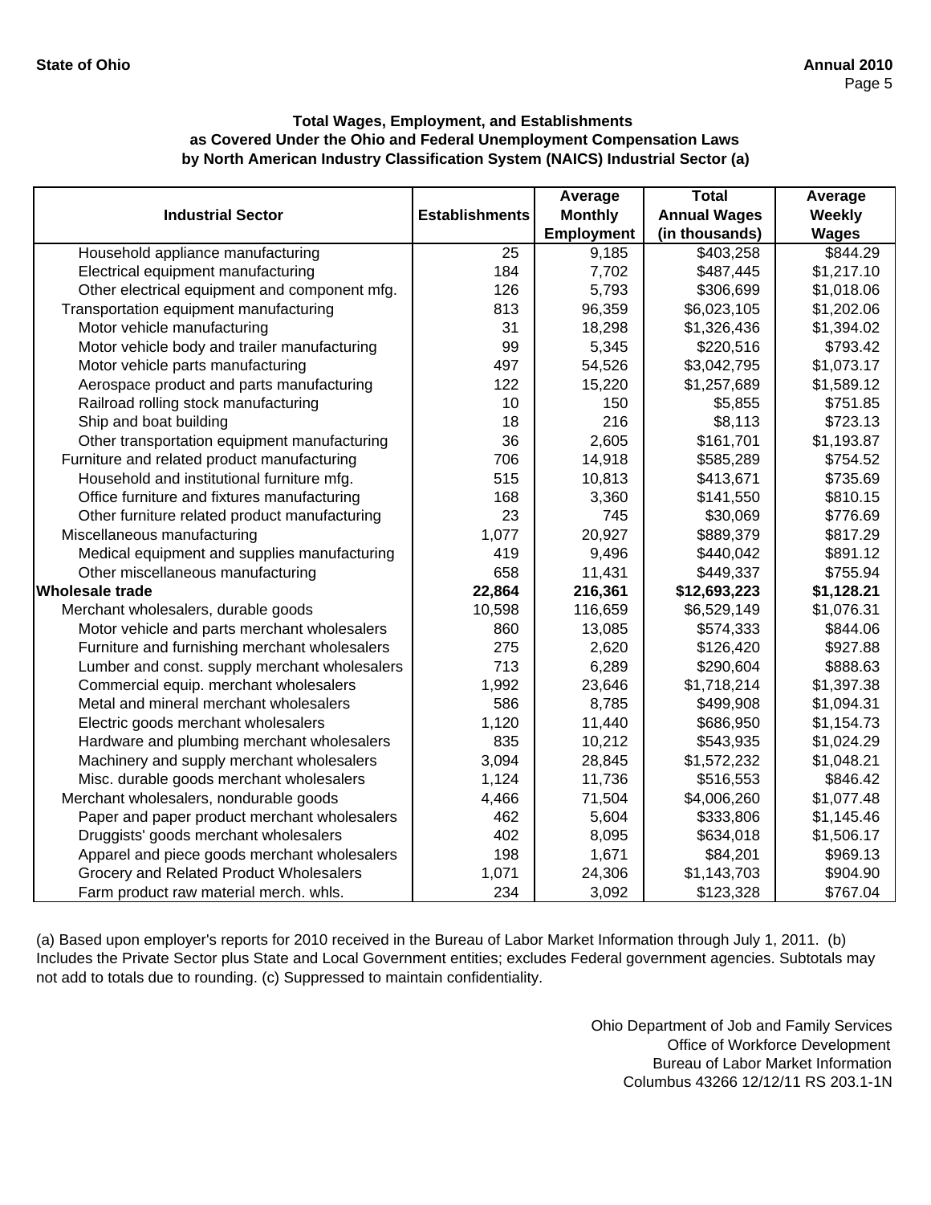**State of Ohio** **Annual 2010**

### Total Wages, Employment, and Establishments as Covered Under the Ohio and Federal Unemployment Compensation Laws by North American Industry Classification System (NAICS) Industrial Sector (a)

| Industrial Sector | Establishments | Average Monthly Employment | Total Annual Wages (in thousands) | Average Weekly Wages |
|---|---|---|---|---|
| Household appliance manufacturing | 25 | 9,185 | $403,258 | $844.29 |
| Electrical equipment manufacturing | 184 | 7,702 | $487,445 | $1,217.10 |
| Other electrical equipment and component mfg. | 126 | 5,793 | $306,699 | $1,018.06 |
| Transportation equipment manufacturing | 813 | 96,359 | $6,023,105 | $1,202.06 |
| Motor vehicle manufacturing | 31 | 18,298 | $1,326,436 | $1,394.02 |
| Motor vehicle body and trailer manufacturing | 99 | 5,345 | $220,516 | $793.42 |
| Motor vehicle parts manufacturing | 497 | 54,526 | $3,042,795 | $1,073.17 |
| Aerospace product and parts manufacturing | 122 | 15,220 | $1,257,689 | $1,589.12 |
| Railroad rolling stock manufacturing | 10 | 150 | $5,855 | $751.85 |
| Ship and boat building | 18 | 216 | $8,113 | $723.13 |
| Other transportation equipment manufacturing | 36 | 2,605 | $161,701 | $1,193.87 |
| Furniture and related product manufacturing | 706 | 14,918 | $585,289 | $754.52 |
| Household and institutional furniture mfg. | 515 | 10,813 | $413,671 | $735.69 |
| Office furniture and fixtures manufacturing | 168 | 3,360 | $141,550 | $810.15 |
| Other furniture related product manufacturing | 23 | 745 | $30,069 | $776.69 |
| Miscellaneous manufacturing | 1,077 | 20,927 | $889,379 | $817.29 |
| Medical equipment and supplies manufacturing | 419 | 9,496 | $440,042 | $891.12 |
| Other miscellaneous manufacturing | 658 | 11,431 | $449,337 | $755.94 |
| **Wholesale trade** | **22,864** | **216,361** | **$12,693,223** | **$1,128.21** |
| Merchant wholesalers, durable goods | 10,598 | 116,659 | $6,529,149 | $1,076.31 |
| Motor vehicle and parts merchant wholesalers | 860 | 13,085 | $574,333 | $844.06 |
| Furniture and furnishing merchant wholesalers | 275 | 2,620 | $126,420 | $927.88 |
| Lumber and const. supply merchant wholesalers | 713 | 6,289 | $290,604 | $888.63 |
| Commercial equip. merchant wholesalers | 1,992 | 23,646 | $1,718,214 | $1,397.38 |
| Metal and mineral merchant wholesalers | 586 | 8,785 | $499,908 | $1,094.31 |
| Electric goods merchant wholesalers | 1,120 | 11,440 | $686,950 | $1,154.73 |
| Hardware and plumbing merchant wholesalers | 835 | 10,212 | $543,935 | $1,024.29 |
| Machinery and supply merchant wholesalers | 3,094 | 28,845 | $1,572,232 | $1,048.21 |
| Misc. durable goods merchant wholesalers | 1,124 | 11,736 | $516,553 | $846.42 |
| Merchant wholesalers, nondurable goods | 4,466 | 71,504 | $4,006,260 | $1,077.48 |
| Paper and paper product merchant wholesalers | 462 | 5,604 | $333,806 | $1,145.46 |
| Druggists' goods merchant wholesalers | 402 | 8,095 | $634,018 | $1,506.17 |
| Apparel and piece goods merchant wholesalers | 198 | 1,671 | $84,201 | $969.13 |
| Grocery and Related Product Wholesalers | 1,071 | 24,306 | $1,143,703 | $904.90 |
| Farm product raw material merch. whls. | 234 | 3,092 | $123,328 | $767.04 |

(a) Based upon employer's reports for 2010 received in the Bureau of Labor Market Information through July 1, 2011. (b) Includes the Private Sector plus State and Local Government entities; excludes Federal government agencies. Subtotals may not add to totals due to rounding. (c) Suppressed to maintain confidentiality.

Ohio Department of Job and Family Services
Office of Workforce Development
Bureau of Labor Market Information
Columbus 43266 12/12/11 RS 203.1-1N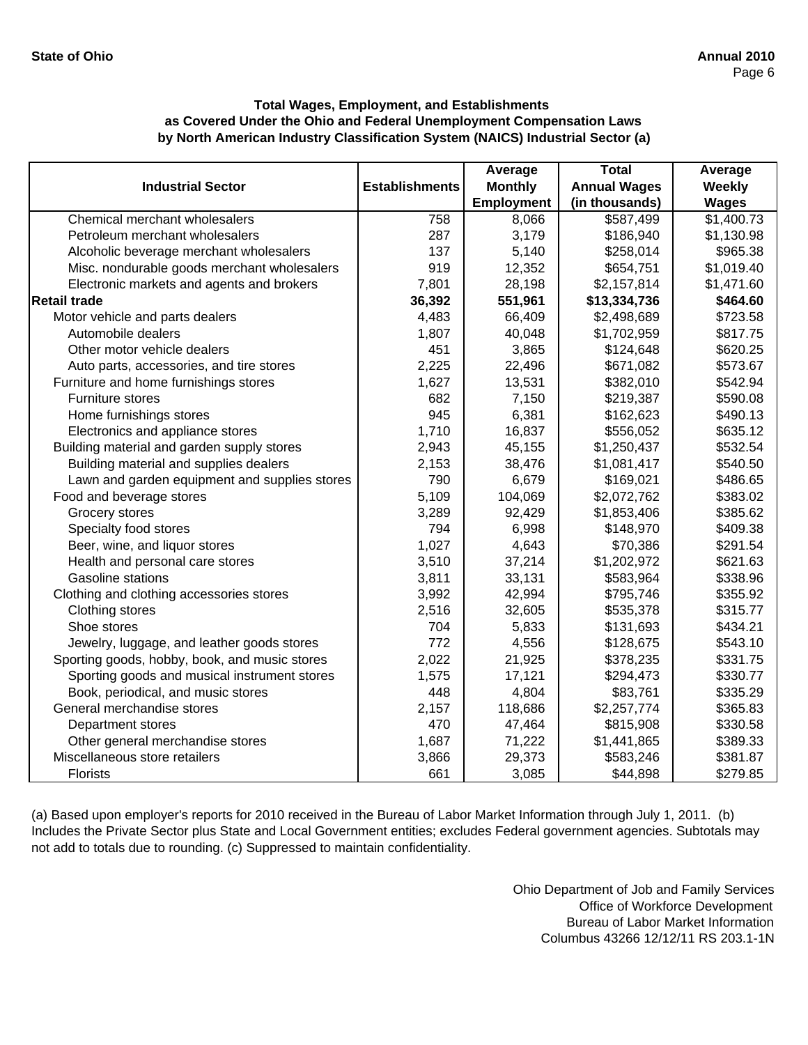**Total Wages, Employment, and Establishments as Covered Under the Ohio and Federal Unemployment Compensation Laws by North American Industry Classification System (NAICS) Industrial Sector (a)**

| Industrial Sector | Establishments | Average Monthly Employment | Total Annual Wages (in thousands) | Average Weekly Wages |
|---|---|---|---|---|
| Chemical merchant wholesalers | 758 | 8,066 | $587,499 | $1,400.73 |
| Petroleum merchant wholesalers | 287 | 3,179 | $186,940 | $1,130.98 |
| Alcoholic beverage merchant wholesalers | 137 | 5,140 | $258,014 | $965.38 |
| Misc. nondurable goods merchant wholesalers | 919 | 12,352 | $654,751 | $1,019.40 |
| Electronic markets and agents and brokers | 7,801 | 28,198 | $2,157,814 | $1,471.60 |
| **Retail trade** | **36,392** | **551,961** | **$13,334,736** | **$464.60** |
| Motor vehicle and parts dealers | 4,483 | 66,409 | $2,498,689 | $723.58 |
| Automobile dealers | 1,807 | 40,048 | $1,702,959 | $817.75 |
| Other motor vehicle dealers | 451 | 3,865 | $124,648 | $620.25 |
| Auto parts, accessories, and tire stores | 2,225 | 22,496 | $671,082 | $573.67 |
| Furniture and home furnishings stores | 1,627 | 13,531 | $382,010 | $542.94 |
| Furniture stores | 682 | 7,150 | $219,387 | $590.08 |
| Home furnishings stores | 945 | 6,381 | $162,623 | $490.13 |
| Electronics and appliance stores | 1,710 | 16,837 | $556,052 | $635.12 |
| Building material and garden supply stores | 2,943 | 45,155 | $1,250,437 | $532.54 |
| Building material and supplies dealers | 2,153 | 38,476 | $1,081,417 | $540.50 |
| Lawn and garden equipment and supplies stores | 790 | 6,679 | $169,021 | $486.65 |
| Food and beverage stores | 5,109 | 104,069 | $2,072,762 | $383.02 |
| Grocery stores | 3,289 | 92,429 | $1,853,406 | $385.62 |
| Specialty food stores | 794 | 6,998 | $148,970 | $409.38 |
| Beer, wine, and liquor stores | 1,027 | 4,643 | $70,386 | $291.54 |
| Health and personal care stores | 3,510 | 37,214 | $1,202,972 | $621.63 |
| Gasoline stations | 3,811 | 33,131 | $583,964 | $338.96 |
| Clothing and clothing accessories stores | 3,992 | 42,994 | $795,746 | $355.92 |
| Clothing stores | 2,516 | 32,605 | $535,378 | $315.77 |
| Shoe stores | 704 | 5,833 | $131,693 | $434.21 |
| Jewelry, luggage, and leather goods stores | 772 | 4,556 | $128,675 | $543.10 |
| Sporting goods, hobby, book, and music stores | 2,022 | 21,925 | $378,235 | $331.75 |
| Sporting goods and musical instrument stores | 1,575 | 17,121 | $294,473 | $330.77 |
| Book, periodical, and music stores | 448 | 4,804 | $83,761 | $335.29 |
| General merchandise stores | 2,157 | 118,686 | $2,257,774 | $365.83 |
| Department stores | 470 | 47,464 | $815,908 | $330.58 |
| Other general merchandise stores | 1,687 | 71,222 | $1,441,865 | $389.33 |
| Miscellaneous store retailers | 3,866 | 29,373 | $583,246 | $381.87 |
| Florists | 661 | 3,085 | $44,898 | $279.85 |

(a) Based upon employer's reports for 2010 received in the Bureau of Labor Market Information through July 1, 2011. (b) Includes the Private Sector plus State and Local Government entities; excludes Federal government agencies. Subtotals may not add to totals due to rounding. (c) Suppressed to maintain confidentiality.

Ohio Department of Job and Family Services
Office of Workforce Development
Bureau of Labor Market Information
Columbus 43266 12/12/11 RS 203.1-1N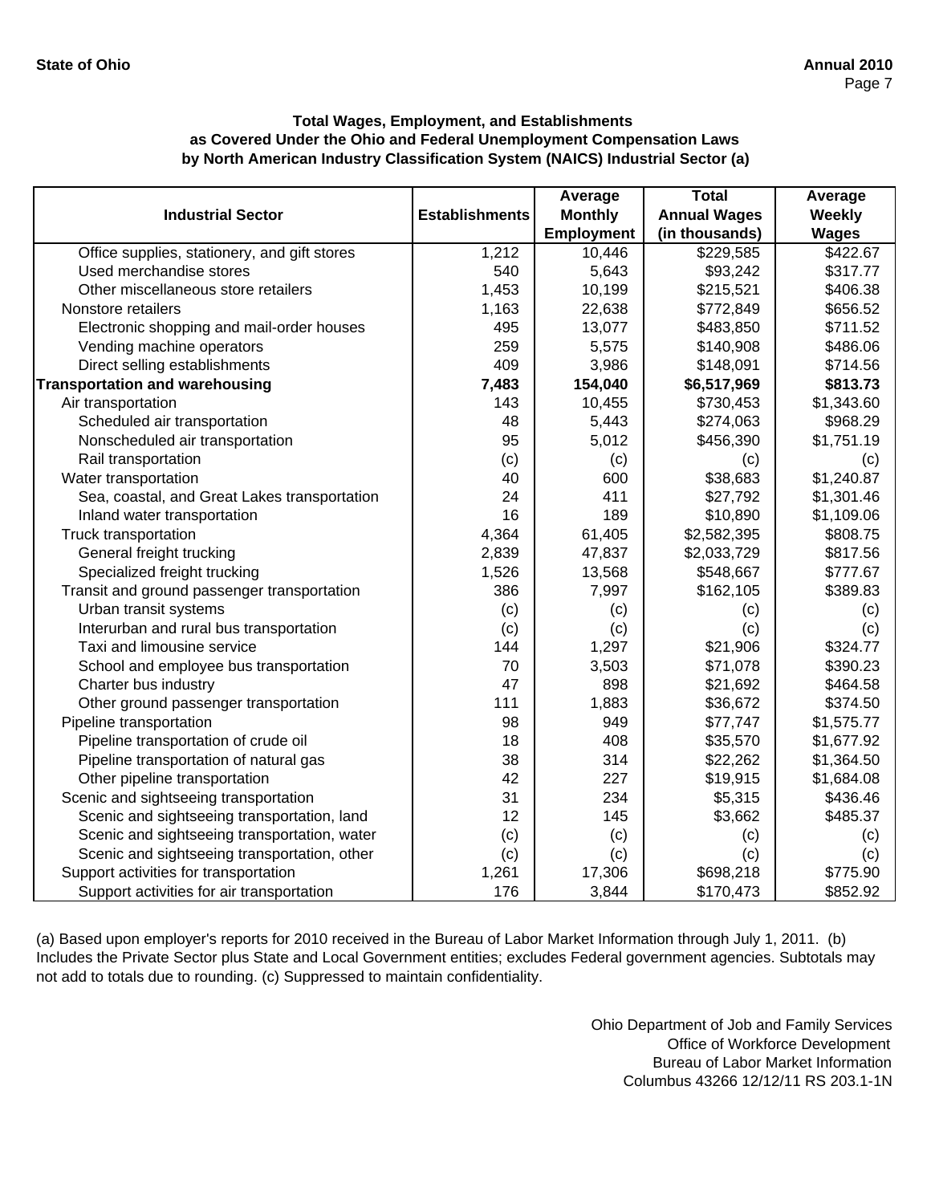### Total Wages, Employment, and Establishments as Covered Under the Ohio and Federal Unemployment Compensation Laws by North American Industry Classification System (NAICS) Industrial Sector (a)

| Industrial Sector | Establishments | Average Monthly Employment | Total Annual Wages (in thousands) | Average Weekly Wages |
|---|---|---|---|---|
| Office supplies, stationery, and gift stores | 1,212 | 10,446 | $229,585 | $422.67 |
| Used merchandise stores | 540 | 5,643 | $93,242 | $317.77 |
| Other miscellaneous store retailers | 1,453 | 10,199 | $215,521 | $406.38 |
| Nonstore retailers | 1,163 | 22,638 | $772,849 | $656.52 |
| Electronic shopping and mail-order houses | 495 | 13,077 | $483,850 | $711.52 |
| Vending machine operators | 259 | 5,575 | $140,908 | $486.06 |
| Direct selling establishments | 409 | 3,986 | $148,091 | $714.56 |
| **Transportation and warehousing** | **7,483** | **154,040** | **$6,517,969** | **$813.73** |
| Air transportation | 143 | 10,455 | $730,453 | $1,343.60 |
| Scheduled air transportation | 48 | 5,443 | $274,063 | $968.29 |
| Nonscheduled air transportation | 95 | 5,012 | $456,390 | $1,751.19 |
| Rail transportation | (c) | (c) | (c) | (c) |
| Water transportation | 40 | 600 | $38,683 | $1,240.87 |
| Sea, coastal, and Great Lakes transportation | 24 | 411 | $27,792 | $1,301.46 |
| Inland water transportation | 16 | 189 | $10,890 | $1,109.06 |
| Truck transportation | 4,364 | 61,405 | $2,582,395 | $808.75 |
| General freight trucking | 2,839 | 47,837 | $2,033,729 | $817.56 |
| Specialized freight trucking | 1,526 | 13,568 | $548,667 | $777.67 |
| Transit and ground passenger transportation | 386 | 7,997 | $162,105 | $389.83 |
| Urban transit systems | (c) | (c) | (c) | (c) |
| Interurban and rural bus transportation | (c) | (c) | (c) | (c) |
| Taxi and limousine service | 144 | 1,297 | $21,906 | $324.77 |
| School and employee bus transportation | 70 | 3,503 | $71,078 | $390.23 |
| Charter bus industry | 47 | 898 | $21,692 | $464.58 |
| Other ground passenger transportation | 111 | 1,883 | $36,672 | $374.50 |
| Pipeline transportation | 98 | 949 | $77,747 | $1,575.77 |
| Pipeline transportation of crude oil | 18 | 408 | $35,570 | $1,677.92 |
| Pipeline transportation of natural gas | 38 | 314 | $22,262 | $1,364.50 |
| Other pipeline transportation | 42 | 227 | $19,915 | $1,684.08 |
| Scenic and sightseeing transportation | 31 | 234 | $5,315 | $436.46 |
| Scenic and sightseeing transportation, land | 12 | 145 | $3,662 | $485.37 |
| Scenic and sightseeing transportation, water | (c) | (c) | (c) | (c) |
| Scenic and sightseeing transportation, other | (c) | (c) | (c) | (c) |
| Support activities for transportation | 1,261 | 17,306 | $698,218 | $775.90 |
| Support activities for air transportation | 176 | 3,844 | $170,473 | $852.92 |

(a) Based upon employer's reports for 2010 received in the Bureau of Labor Market Information through July 1, 2011. (b) Includes the Private Sector plus State and Local Government entities; excludes Federal government agencies. Subtotals may not add to totals due to rounding. (c) Suppressed to maintain confidentiality.

Ohio Department of Job and Family Services
Office of Workforce Development
Bureau of Labor Market Information
Columbus 43266 12/12/11 RS 203.1-1N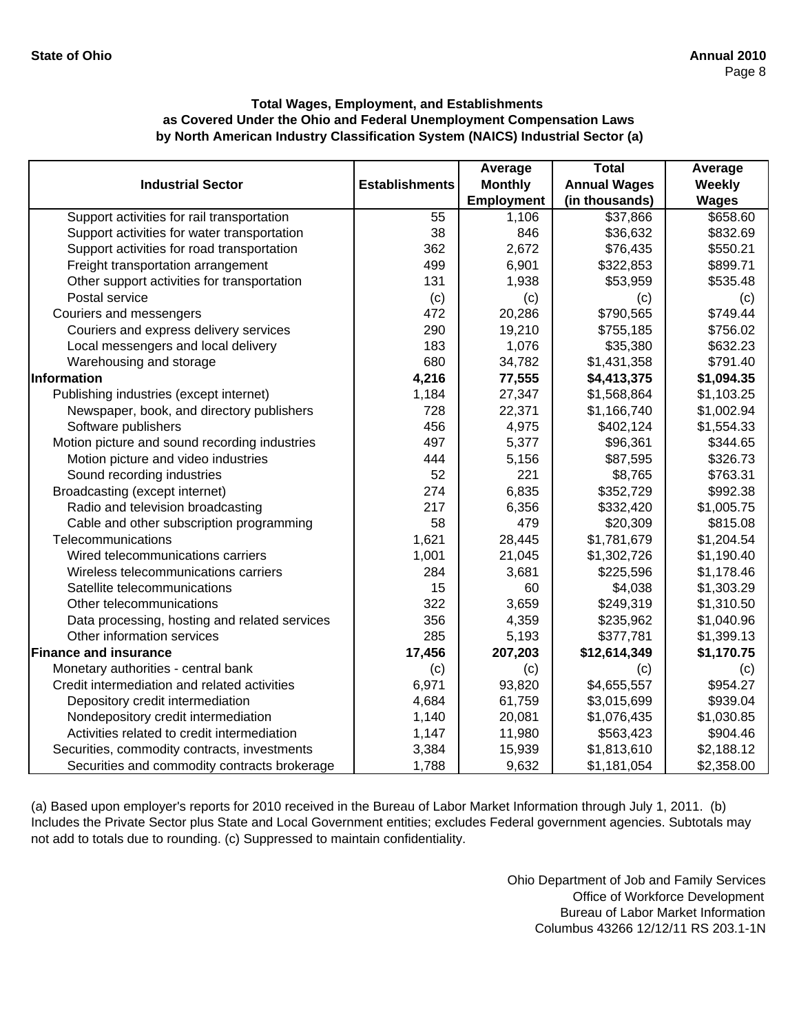**State of Ohio** **Annual 2010**

### Total Wages, Employment, and Establishments as Covered Under the Ohio and Federal Unemployment Compensation Laws by North American Industry Classification System (NAICS) Industrial Sector (a)

| Industrial Sector | Establishments | Average Monthly Employment | Total Annual Wages (in thousands) | Average Weekly Wages |
|---|---|---|---|---|
| Support activities for rail transportation | 55 | 1,106 | $37,866 | $658.60 |
| Support activities for water transportation | 38 | 846 | $36,632 | $832.69 |
| Support activities for road transportation | 362 | 2,672 | $76,435 | $550.21 |
| Freight transportation arrangement | 499 | 6,901 | $322,853 | $899.71 |
| Other support activities for transportation | 131 | 1,938 | $53,959 | $535.48 |
| Postal service | (c) | (c) | (c) | (c) |
| Couriers and messengers | 472 | 20,286 | $790,565 | $749.44 |
| Couriers and express delivery services | 290 | 19,210 | $755,185 | $756.02 |
| Local messengers and local delivery | 183 | 1,076 | $35,380 | $632.23 |
| Warehousing and storage | 680 | 34,782 | $1,431,358 | $791.40 |
| **Information** | **4,216** | **77,555** | **$4,413,375** | **$1,094.35** |
| Publishing industries (except internet) | 1,184 | 27,347 | $1,568,864 | $1,103.25 |
| Newspaper, book, and directory publishers | 728 | 22,371 | $1,166,740 | $1,002.94 |
| Software publishers | 456 | 4,975 | $402,124 | $1,554.33 |
| Motion picture and sound recording industries | 497 | 5,377 | $96,361 | $344.65 |
| Motion picture and video industries | 444 | 5,156 | $87,595 | $326.73 |
| Sound recording industries | 52 | 221 | $8,765 | $763.31 |
| Broadcasting (except internet) | 274 | 6,835 | $352,729 | $992.38 |
| Radio and television broadcasting | 217 | 6,356 | $332,420 | $1,005.75 |
| Cable and other subscription programming | 58 | 479 | $20,309 | $815.08 |
| Telecommunications | 1,621 | 28,445 | $1,781,679 | $1,204.54 |
| Wired telecommunications carriers | 1,001 | 21,045 | $1,302,726 | $1,190.40 |
| Wireless telecommunications carriers | 284 | 3,681 | $225,596 | $1,178.46 |
| Satellite telecommunications | 15 | 60 | $4,038 | $1,303.29 |
| Other telecommunications | 322 | 3,659 | $249,319 | $1,310.50 |
| Data processing, hosting and related services | 356 | 4,359 | $235,962 | $1,040.96 |
| Other information services | 285 | 5,193 | $377,781 | $1,399.13 |
| **Finance and insurance** | **17,456** | **207,203** | **$12,614,349** | **$1,170.75** |
| Monetary authorities - central bank | (c) | (c) | (c) | (c) |
| Credit intermediation and related activities | 6,971 | 93,820 | $4,655,557 | $954.27 |
| Depository credit intermediation | 4,684 | 61,759 | $3,015,699 | $939.04 |
| Nondepository credit intermediation | 1,140 | 20,081 | $1,076,435 | $1,030.85 |
| Activities related to credit intermediation | 1,147 | 11,980 | $563,423 | $904.46 |
| Securities, commodity contracts, investments | 3,384 | 15,939 | $1,813,610 | $2,188.12 |
| Securities and commodity contracts brokerage | 1,788 | 9,632 | $1,181,054 | $2,358.00 |

(a) Based upon employer's reports for 2010 received in the Bureau of Labor Market Information through July 1, 2011. (b) Includes the Private Sector plus State and Local Government entities; excludes Federal government agencies. Subtotals may not add to totals due to rounding. (c) Suppressed to maintain confidentiality.

Ohio Department of Job and Family Services
Office of Workforce Development
Bureau of Labor Market Information
Columbus 43266 12/12/11 RS 203.1-1N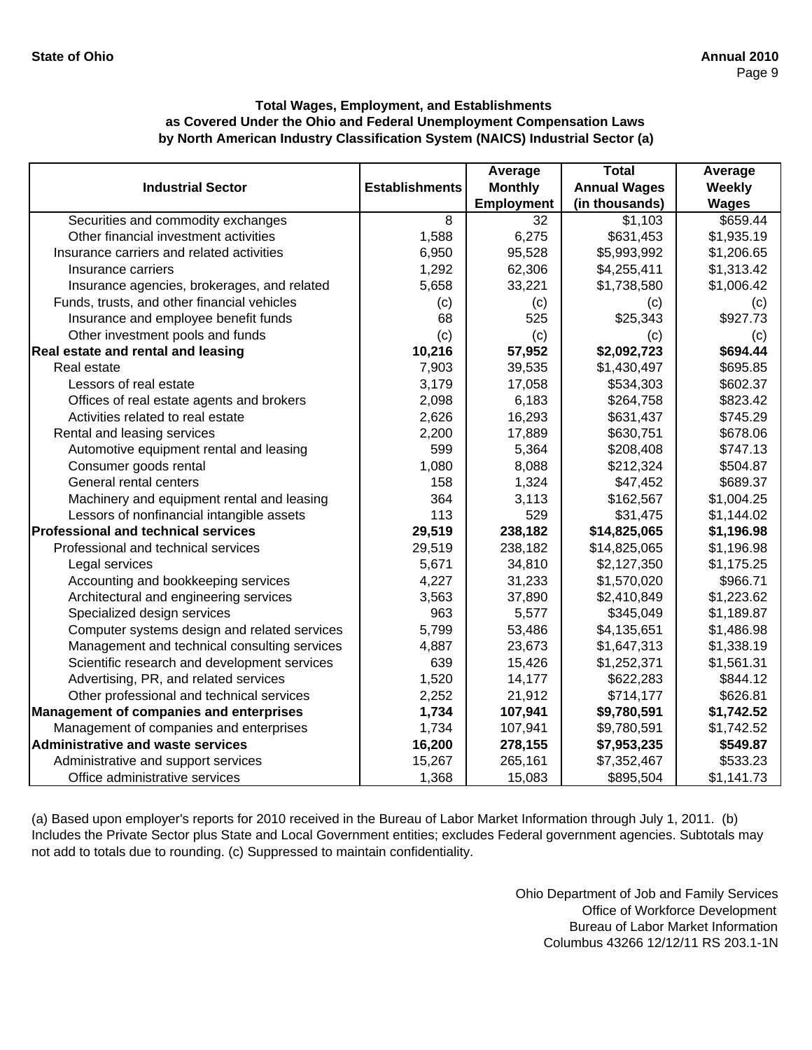**State of Ohio** **Annual 2010**

### Total Wages, Employment, and Establishments as Covered Under the Ohio and Federal Unemployment Compensation Laws by North American Industry Classification System (NAICS) Industrial Sector (a)

| Industrial Sector | Establishments | Average Monthly Employment | Total Annual Wages (in thousands) | Average Weekly Wages |
|---|---|---|---|---|
| Securities and commodity exchanges | 8 | 32 | $1,103 | $659.44 |
| Other financial investment activities | 1,588 | 6,275 | $631,453 | $1,935.19 |
| Insurance carriers and related activities | 6,950 | 95,528 | $5,993,992 | $1,206.65 |
| Insurance carriers | 1,292 | 62,306 | $4,255,411 | $1,313.42 |
| Insurance agencies, brokerages, and related | 5,658 | 33,221 | $1,738,580 | $1,006.42 |
| Funds, trusts, and other financial vehicles | (c) | (c) | (c) | (c) |
| Insurance and employee benefit funds | 68 | 525 | $25,343 | $927.73 |
| Other investment pools and funds | (c) | (c) | (c) | (c) |
| **Real estate and rental and leasing** | **10,216** | **57,952** | **$2,092,723** | **$694.44** |
| Real estate | 7,903 | 39,535 | $1,430,497 | $695.85 |
| Lessors of real estate | 3,179 | 17,058 | $534,303 | $602.37 |
| Offices of real estate agents and brokers | 2,098 | 6,183 | $264,758 | $823.42 |
| Activities related to real estate | 2,626 | 16,293 | $631,437 | $745.29 |
| Rental and leasing services | 2,200 | 17,889 | $630,751 | $678.06 |
| Automotive equipment rental and leasing | 599 | 5,364 | $208,408 | $747.13 |
| Consumer goods rental | 1,080 | 8,088 | $212,324 | $504.87 |
| General rental centers | 158 | 1,324 | $47,452 | $689.37 |
| Machinery and equipment rental and leasing | 364 | 3,113 | $162,567 | $1,004.25 |
| Lessors of nonfinancial intangible assets | 113 | 529 | $31,475 | $1,144.02 |
| **Professional and technical services** | **29,519** | **238,182** | **$14,825,065** | **$1,196.98** |
| Professional and technical services | 29,519 | 238,182 | $14,825,065 | $1,196.98 |
| Legal services | 5,671 | 34,810 | $2,127,350 | $1,175.25 |
| Accounting and bookkeeping services | 4,227 | 31,233 | $1,570,020 | $966.71 |
| Architectural and engineering services | 3,563 | 37,890 | $2,410,849 | $1,223.62 |
| Specialized design services | 963 | 5,577 | $345,049 | $1,189.87 |
| Computer systems design and related services | 5,799 | 53,486 | $4,135,651 | $1,486.98 |
| Management and technical consulting services | 4,887 | 23,673 | $1,647,313 | $1,338.19 |
| Scientific research and development services | 639 | 15,426 | $1,252,371 | $1,561.31 |
| Advertising, PR, and related services | 1,520 | 14,177 | $622,283 | $844.12 |
| Other professional and technical services | 2,252 | 21,912 | $714,177 | $626.81 |
| **Management of companies and enterprises** | **1,734** | **107,941** | **$9,780,591** | **$1,742.52** |
| Management of companies and enterprises | 1,734 | 107,941 | $9,780,591 | $1,742.52 |
| **Administrative and waste services** | **16,200** | **278,155** | **$7,953,235** | **$549.87** |
| Administrative and support services | 15,267 | 265,161 | $7,352,467 | $533.23 |
| Office administrative services | 1,368 | 15,083 | $895,504 | $1,141.73 |

(a) Based upon employer's reports for 2010 received in the Bureau of Labor Market Information through July 1, 2011. (b) Includes the Private Sector plus State and Local Government entities; excludes Federal government agencies. Subtotals may not add to totals due to rounding. (c) Suppressed to maintain confidentiality.

Ohio Department of Job and Family Services
Office of Workforce Development
Bureau of Labor Market Information
Columbus 43266 12/12/11 RS 203.1-1N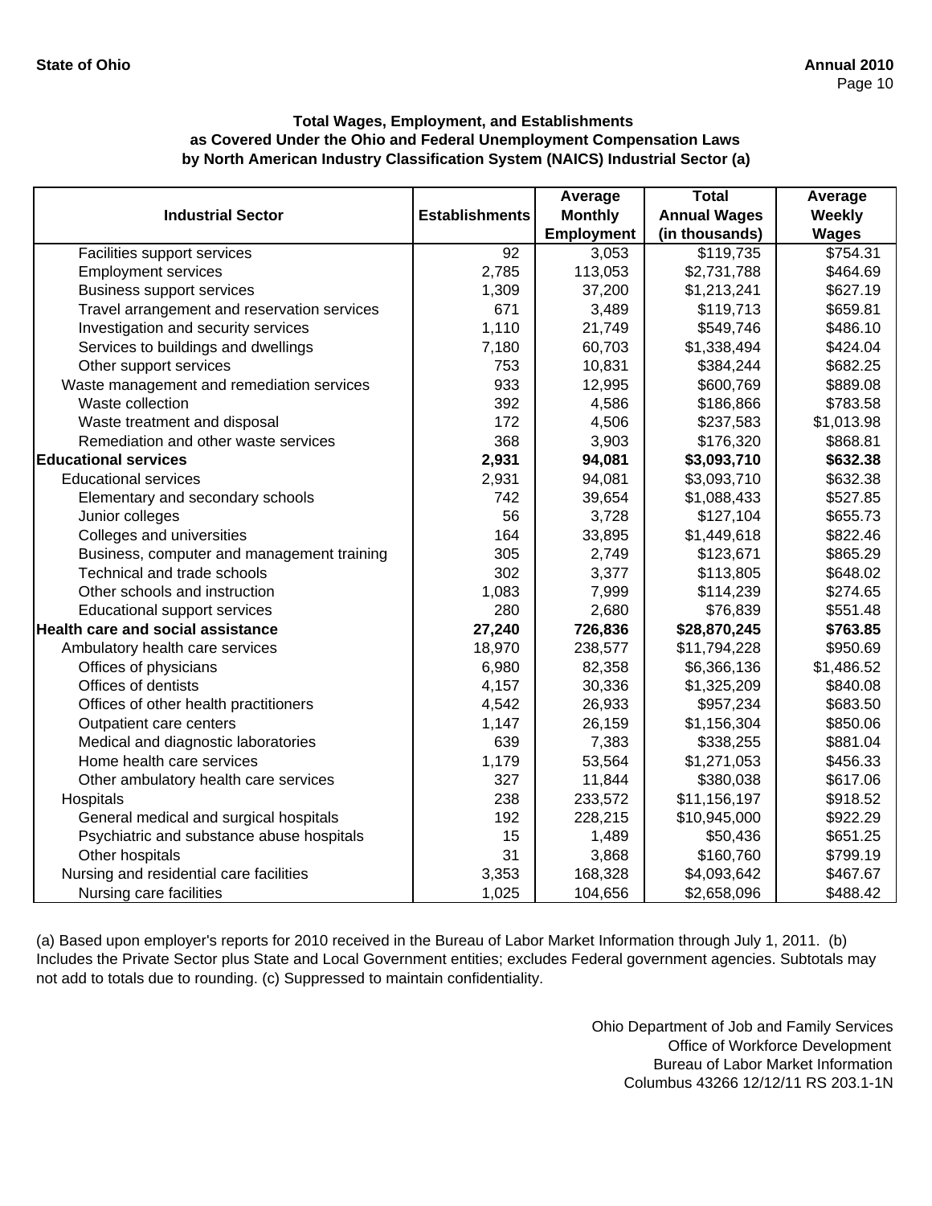**State of Ohio** **Annual 2010**

**Total Wages, Employment, and Establishments as Covered Under the Ohio and Federal Unemployment Compensation Laws by North American Industry Classification System (NAICS) Industrial Sector (a)**

| Industrial Sector | Establishments | Average Monthly Employment | Total Annual Wages (in thousands) | Average Weekly Wages |
|---|---|---|---|---|
| Facilities support services | 92 | 3,053 | $119,735 | $754.31 |
| Employment services | 2,785 | 113,053 | $2,731,788 | $464.69 |
| Business support services | 1,309 | 37,200 | $1,213,241 | $627.19 |
| Travel arrangement and reservation services | 671 | 3,489 | $119,713 | $659.81 |
| Investigation and security services | 1,110 | 21,749 | $549,746 | $486.10 |
| Services to buildings and dwellings | 7,180 | 60,703 | $1,338,494 | $424.04 |
| Other support services | 753 | 10,831 | $384,244 | $682.25 |
| Waste management and remediation services | 933 | 12,995 | $600,769 | $889.08 |
| Waste collection | 392 | 4,586 | $186,866 | $783.58 |
| Waste treatment and disposal | 172 | 4,506 | $237,583 | $1,013.98 |
| Remediation and other waste services | 368 | 3,903 | $176,320 | $868.81 |
| **Educational services** | **2,931** | **94,081** | **$3,093,710** | **$632.38** |
| Educational services | 2,931 | 94,081 | $3,093,710 | $632.38 |
| Elementary and secondary schools | 742 | 39,654 | $1,088,433 | $527.85 |
| Junior colleges | 56 | 3,728 | $127,104 | $655.73 |
| Colleges and universities | 164 | 33,895 | $1,449,618 | $822.46 |
| Business, computer and management training | 305 | 2,749 | $123,671 | $865.29 |
| Technical and trade schools | 302 | 3,377 | $113,805 | $648.02 |
| Other schools and instruction | 1,083 | 7,999 | $114,239 | $274.65 |
| Educational support services | 280 | 2,680 | $76,839 | $551.48 |
| **Health care and social assistance** | **27,240** | **726,836** | **$28,870,245** | **$763.85** |
| Ambulatory health care services | 18,970 | 238,577 | $11,794,228 | $950.69 |
| Offices of physicians | 6,980 | 82,358 | $6,366,136 | $1,486.52 |
| Offices of dentists | 4,157 | 30,336 | $1,325,209 | $840.08 |
| Offices of other health practitioners | 4,542 | 26,933 | $957,234 | $683.50 |
| Outpatient care centers | 1,147 | 26,159 | $1,156,304 | $850.06 |
| Medical and diagnostic laboratories | 639 | 7,383 | $338,255 | $881.04 |
| Home health care services | 1,179 | 53,564 | $1,271,053 | $456.33 |
| Other ambulatory health care services | 327 | 11,844 | $380,038 | $617.06 |
| Hospitals | 238 | 233,572 | $11,156,197 | $918.52 |
| General medical and surgical hospitals | 192 | 228,215 | $10,945,000 | $922.29 |
| Psychiatric and substance abuse hospitals | 15 | 1,489 | $50,436 | $651.25 |
| Other hospitals | 31 | 3,868 | $160,760 | $799.19 |
| Nursing and residential care facilities | 3,353 | 168,328 | $4,093,642 | $467.67 |
| Nursing care facilities | 1,025 | 104,656 | $2,658,096 | $488.42 |

(a) Based upon employer's reports for 2010 received in the Bureau of Labor Market Information through July 1, 2011. (b) Includes the Private Sector plus State and Local Government entities; excludes Federal government agencies. Subtotals may not add to totals due to rounding. (c) Suppressed to maintain confidentiality.

Ohio Department of Job and Family Services
Office of Workforce Development
Bureau of Labor Market Information
Columbus 43266 12/12/11 RS 203.1-1N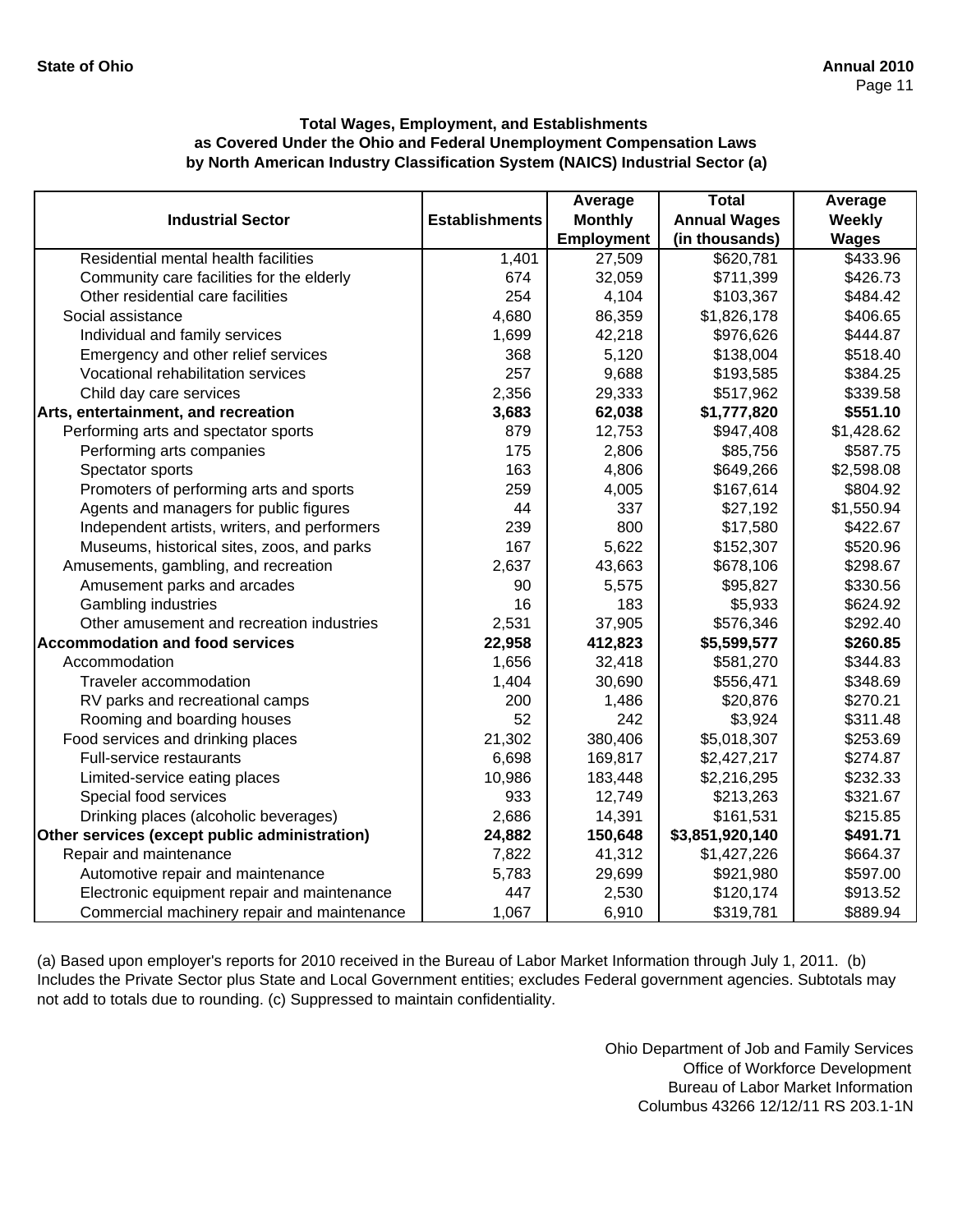**Total Wages, Employment, and Establishments as Covered Under the Ohio and Federal Unemployment Compensation Laws by North American Industry Classification System (NAICS) Industrial Sector (a)**

| Industrial Sector | Establishments | Average Monthly Employment | Total Annual Wages (in thousands) | Average Weekly Wages |
|---|---|---|---|---|
| Residential mental health facilities | 1,401 | 27,509 | $620,781 | $433.96 |
| Community care facilities for the elderly | 674 | 32,059 | $711,399 | $426.73 |
| Other residential care facilities | 254 | 4,104 | $103,367 | $484.42 |
| Social assistance | 4,680 | 86,359 | $1,826,178 | $406.65 |
| Individual and family services | 1,699 | 42,218 | $976,626 | $444.87 |
| Emergency and other relief services | 368 | 5,120 | $138,004 | $518.40 |
| Vocational rehabilitation services | 257 | 9,688 | $193,585 | $384.25 |
| Child day care services | 2,356 | 29,333 | $517,962 | $339.58 |
| **Arts, entertainment, and recreation** | **3,683** | **62,038** | **$1,777,820** | **$551.10** |
| Performing arts and spectator sports | 879 | 12,753 | $947,408 | $1,428.62 |
| Performing arts companies | 175 | 2,806 | $85,756 | $587.75 |
| Spectator sports | 163 | 4,806 | $649,266 | $2,598.08 |
| Promoters of performing arts and sports | 259 | 4,005 | $167,614 | $804.92 |
| Agents and managers for public figures | 44 | 337 | $27,192 | $1,550.94 |
| Independent artists, writers, and performers | 239 | 800 | $17,580 | $422.67 |
| Museums, historical sites, zoos, and parks | 167 | 5,622 | $152,307 | $520.96 |
| Amusements, gambling, and recreation | 2,637 | 43,663 | $678,106 | $298.67 |
| Amusement parks and arcades | 90 | 5,575 | $95,827 | $330.56 |
| Gambling industries | 16 | 183 | $5,933 | $624.92 |
| Other amusement and recreation industries | 2,531 | 37,905 | $576,346 | $292.40 |
| **Accommodation and food services** | **22,958** | **412,823** | **$5,599,577** | **$260.85** |
| Accommodation | 1,656 | 32,418 | $581,270 | $344.83 |
| Traveler accommodation | 1,404 | 30,690 | $556,471 | $348.69 |
| RV parks and recreational camps | 200 | 1,486 | $20,876 | $270.21 |
| Rooming and boarding houses | 52 | 242 | $3,924 | $311.48 |
| Food services and drinking places | 21,302 | 380,406 | $5,018,307 | $253.69 |
| Full-service restaurants | 6,698 | 169,817 | $2,427,217 | $274.87 |
| Limited-service eating places | 10,986 | 183,448 | $2,216,295 | $232.33 |
| Special food services | 933 | 12,749 | $213,263 | $321.67 |
| Drinking places (alcoholic beverages) | 2,686 | 14,391 | $161,531 | $215.85 |
| **Other services (except public administration)** | **24,882** | **150,648** | **$3,851,920,140** | **$491.71** |
| Repair and maintenance | 7,822 | 41,312 | $1,427,226 | $664.37 |
| Automotive repair and maintenance | 5,783 | 29,699 | $921,980 | $597.00 |
| Electronic equipment repair and maintenance | 447 | 2,530 | $120,174 | $913.52 |
| Commercial machinery repair and maintenance | 1,067 | 6,910 | $319,781 | $889.94 |

(a) Based upon employer's reports for 2010 received in the Bureau of Labor Market Information through July 1, 2011. (b) Includes the Private Sector plus State and Local Government entities; excludes Federal government agencies. Subtotals may not add to totals due to rounding. (c) Suppressed to maintain confidentiality.

Ohio Department of Job and Family Services
Office of Workforce Development
Bureau of Labor Market Information
Columbus 43266 12/12/11 RS 203.1-1N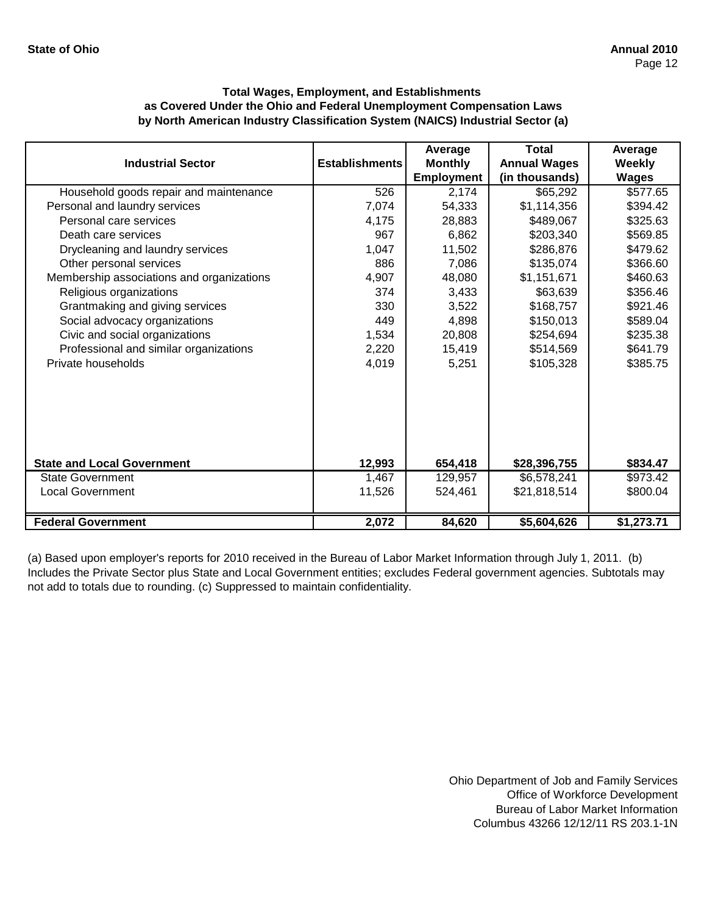**State of Ohio** **Annual 2010**

### Total Wages, Employment, and Establishments as Covered Under the Ohio and Federal Unemployment Compensation Laws by North American Industry Classification System (NAICS) Industrial Sector (a)

| Industrial Sector | Establishments | Average Monthly Employment | Total Annual Wages (in thousands) | Average Weekly Wages |
|---|---|---|---|---|
| Household goods repair and maintenance | 526 | 2,174 | $65,292 | $577.65 |
| Personal and laundry services | 7,074 | 54,333 | $1,114,356 | $394.42 |
| Personal care services | 4,175 | 28,883 | $489,067 | $325.63 |
| Death care services | 967 | 6,862 | $203,340 | $569.85 |
| Drycleaning and laundry services | 1,047 | 11,502 | $286,876 | $479.62 |
| Other personal services | 886 | 7,086 | $135,074 | $366.60 |
| Membership associations and organizations | 4,907 | 48,080 | $1,151,671 | $460.63 |
| Religious organizations | 374 | 3,433 | $63,639 | $356.46 |
| Grantmaking and giving services | 330 | 3,522 | $168,757 | $921.46 |
| Social advocacy organizations | 449 | 4,898 | $150,013 | $589.04 |
| Civic and social organizations | 1,534 | 20,808 | $254,694 | $235.38 |
| Professional and similar organizations | 2,220 | 15,419 | $514,569 | $641.79 |
| Private households | 4,019 | 5,251 | $105,328 | $385.75 |
| **State and Local Government** | **12,993** | **654,418** | **$28,396,755** | **$834.47** |
| State Government | 1,467 | 129,957 | $6,578,241 | $973.42 |
| Local Government | 11,526 | 524,461 | $21,818,514 | $800.04 |
| **Federal Government** | **2,072** | **84,620** | **$5,604,626** | **$1,273.71** |

(a) Based upon employer's reports for 2010 received in the Bureau of Labor Market Information through July 1, 2011. (b) Includes the Private Sector plus State and Local Government entities; excludes Federal government agencies. Subtotals may not add to totals due to rounding. (c) Suppressed to maintain confidentiality.

Ohio Department of Job and Family Services
Office of Workforce Development
Bureau of Labor Market Information
Columbus 43266 12/12/11 RS 203.1-1N